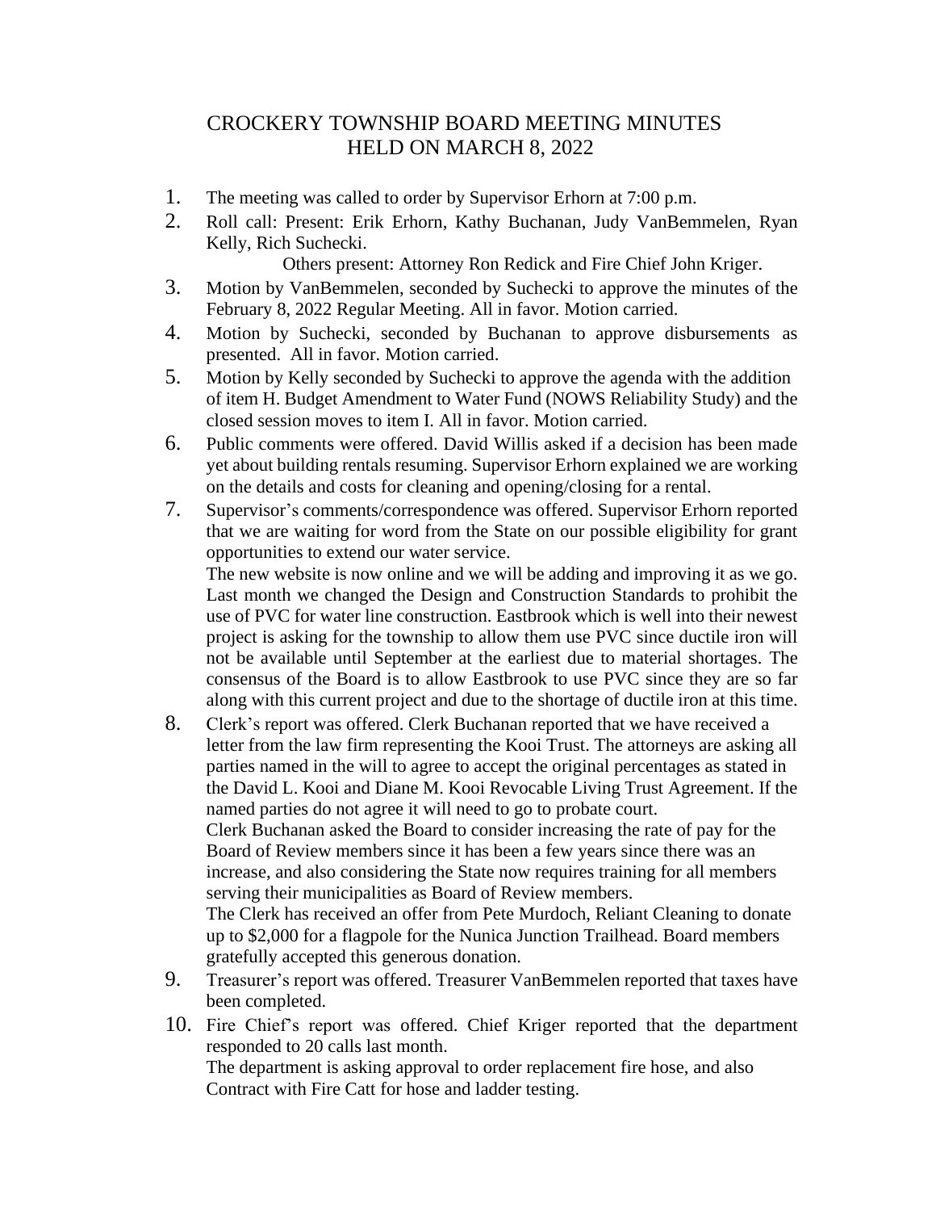# CROCKERY TOWNSHIP BOARD MEETING MINUTES
## HELD ON MARCH 8, 2022

1. The meeting was called to order by Supervisor Erhorn at 7:00 p.m.
2. Roll call: Present: Erik Erhorn, Kathy Buchanan, Judy VanBemmelen, Ryan Kelly, Rich Suchecki.

   Others present: Attorney Ron Redick and Fire Chief John Kriger.
3. Motion by VanBemmelen, seconded by Suchecki to approve the minutes of the February 8, 2022 Regular Meeting. All in favor. Motion carried.
4. Motion by Suchecki, seconded by Buchanan to approve disbursements as presented. All in favor. Motion carried.
5. Motion by Kelly seconded by Suchecki to approve the agenda with the addition of item H. Budget Amendment to Water Fund (NOWS Reliability Study) and the closed session moves to item I. All in favor. Motion carried.
6. Public comments were offered. David Willis asked if a decision has been made yet about building rentals resuming. Supervisor Erhorn explained we are working on the details and costs for cleaning and opening/closing for a rental.
7. Supervisor's comments/correspondence was offered. Supervisor Erhorn reported that we are waiting for word from the State on our possible eligibility for grant opportunities to extend our water service.

   The new website is now online and we will be adding and improving it as we go. Last month we changed the Design and Construction Standards to prohibit the use of PVC for water line construction. Eastbrook which is well into their newest project is asking for the township to allow them use PVC since ductile iron will not be available until September at the earliest due to material shortages. The consensus of the Board is to allow Eastbrook to use PVC since they are so far along with this current project and due to the shortage of ductile iron at this time.
8. Clerk's report was offered. Clerk Buchanan reported that we have received a letter from the law firm representing the Kooi Trust. The attorneys are asking all parties named in the will to agree to accept the original percentages as stated in the David L. Kooi and Diane M. Kooi Revocable Living Trust Agreement. If the named parties do not agree it will need to go to probate court.

   Clerk Buchanan asked the Board to consider increasing the rate of pay for the Board of Review members since it has been a few years since there was an increase, and also considering the State now requires training for all members serving their municipalities as Board of Review members.

   The Clerk has received an offer from Pete Murdoch, Reliant Cleaning to donate up to $2,000 for a flagpole for the Nunica Junction Trailhead. Board members gratefully accepted this generous donation.
9. Treasurer's report was offered. Treasurer VanBemmelen reported that taxes have been completed.
10. Fire Chief's report was offered. Chief Kriger reported that the department responded to 20 calls last month.

    The department is asking approval to order replacement fire hose, and also Contract with Fire Catt for hose and ladder testing.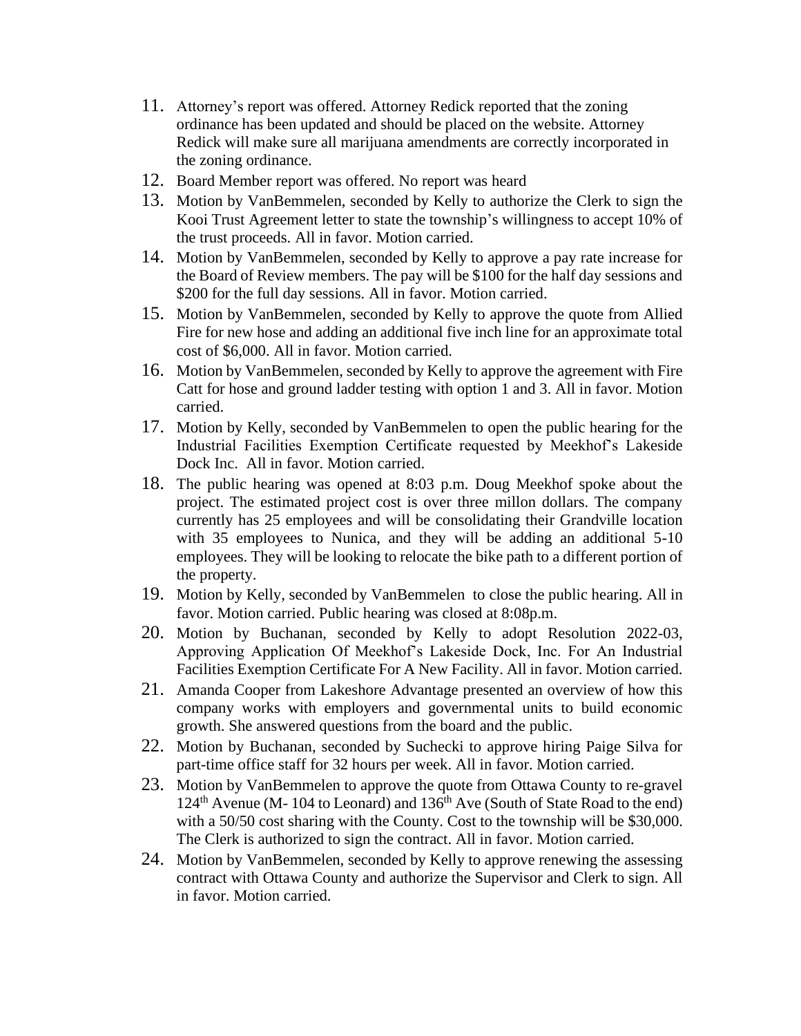11. Attorney's report was offered. Attorney Redick reported that the zoning ordinance has been updated and should be placed on the website. Attorney Redick will make sure all marijuana amendments are correctly incorporated in the zoning ordinance.
12. Board Member report was offered. No report was heard
13. Motion by VanBemmelen, seconded by Kelly to authorize the Clerk to sign the Kooi Trust Agreement letter to state the township's willingness to accept 10% of the trust proceeds. All in favor. Motion carried.
14. Motion by VanBemmelen, seconded by Kelly to approve a pay rate increase for the Board of Review members. The pay will be $100 for the half day sessions and $200 for the full day sessions. All in favor. Motion carried.
15. Motion by VanBemmelen, seconded by Kelly to approve the quote from Allied Fire for new hose and adding an additional five inch line for an approximate total cost of $6,000. All in favor. Motion carried.
16. Motion by VanBemmelen, seconded by Kelly to approve the agreement with Fire Catt for hose and ground ladder testing with option 1 and 3. All in favor. Motion carried.
17. Motion by Kelly, seconded by VanBemmelen to open the public hearing for the Industrial Facilities Exemption Certificate requested by Meekhof's Lakeside Dock Inc. All in favor. Motion carried.
18. The public hearing was opened at 8:03 p.m. Doug Meekhof spoke about the project. The estimated project cost is over three millon dollars. The company currently has 25 employees and will be consolidating their Grandville location with 35 employees to Nunica, and they will be adding an additional 5-10 employees. They will be looking to relocate the bike path to a different portion of the property.
19. Motion by Kelly, seconded by VanBemmelen to close the public hearing. All in favor. Motion carried. Public hearing was closed at 8:08p.m.
20. Motion by Buchanan, seconded by Kelly to adopt Resolution 2022-03, Approving Application Of Meekhof's Lakeside Dock, Inc. For An Industrial Facilities Exemption Certificate For A New Facility. All in favor. Motion carried.
21. Amanda Cooper from Lakeshore Advantage presented an overview of how this company works with employers and governmental units to build economic growth. She answered questions from the board and the public.
22. Motion by Buchanan, seconded by Suchecki to approve hiring Paige Silva for part-time office staff for 32 hours per week. All in favor. Motion carried.
23. Motion by VanBemmelen to approve the quote from Ottawa County to re-gravel 124th Avenue (M- 104 to Leonard) and 136th Ave (South of State Road to the end) with a 50/50 cost sharing with the County. Cost to the township will be $30,000. The Clerk is authorized to sign the contract. All in favor. Motion carried.
24. Motion by VanBemmelen, seconded by Kelly to approve renewing the assessing contract with Ottawa County and authorize the Supervisor and Clerk to sign. All in favor. Motion carried.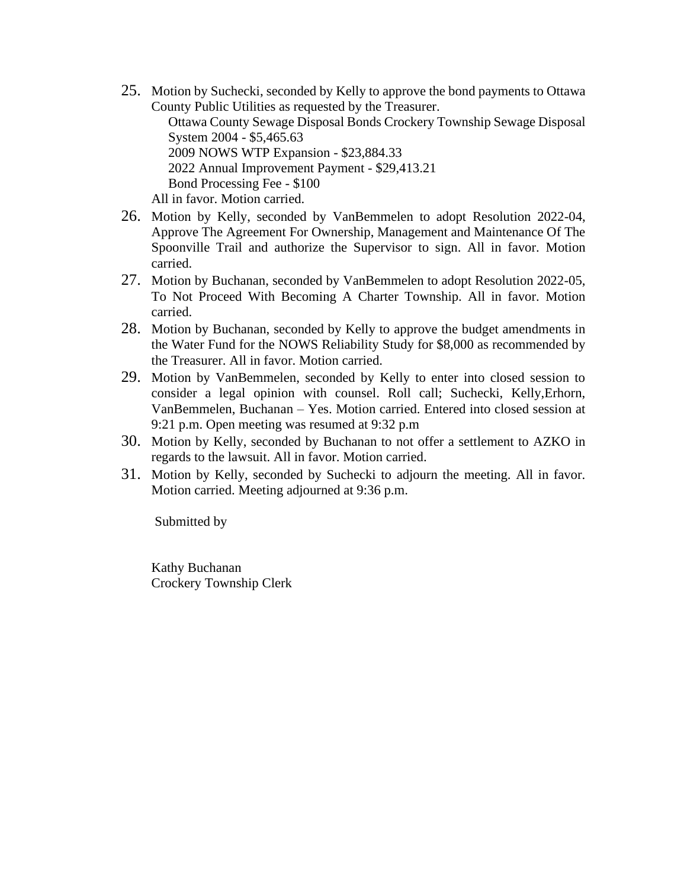25. Motion by Suchecki, seconded by Kelly to approve the bond payments to Ottawa County Public Utilities as requested by the Treasurer.
    Ottawa County Sewage Disposal Bonds Crockery Township Sewage Disposal System 2004 - $5,465.63
    2009 NOWS WTP Expansion - $23,884.33
    2022 Annual Improvement Payment - $29,413.21
    Bond Processing Fee - $100
    All in favor. Motion carried.
26. Motion by Kelly, seconded by VanBemmelen to adopt Resolution 2022-04, Approve The Agreement For Ownership, Management and Maintenance Of The Spoonville Trail and authorize the Supervisor to sign. All in favor. Motion carried.
27. Motion by Buchanan, seconded by VanBemmelen to adopt Resolution 2022-05, To Not Proceed With Becoming A Charter Township. All in favor. Motion carried.
28. Motion by Buchanan, seconded by Kelly to approve the budget amendments in the Water Fund for the NOWS Reliability Study for $8,000 as recommended by the Treasurer. All in favor. Motion carried.
29. Motion by VanBemmelen, seconded by Kelly to enter into closed session to consider a legal opinion with counsel. Roll call; Suchecki, Kelly,Erhorn, VanBemmelen, Buchanan – Yes. Motion carried. Entered into closed session at 9:21 p.m. Open meeting was resumed at 9:32 p.m
30. Motion by Kelly, seconded by Buchanan to not offer a settlement to AZKO in regards to the lawsuit. All in favor. Motion carried.
31. Motion by Kelly, seconded by Suchecki to adjourn the meeting. All in favor. Motion carried. Meeting adjourned at 9:36 p.m.

Submitted by

Kathy Buchanan
Crockery Township Clerk